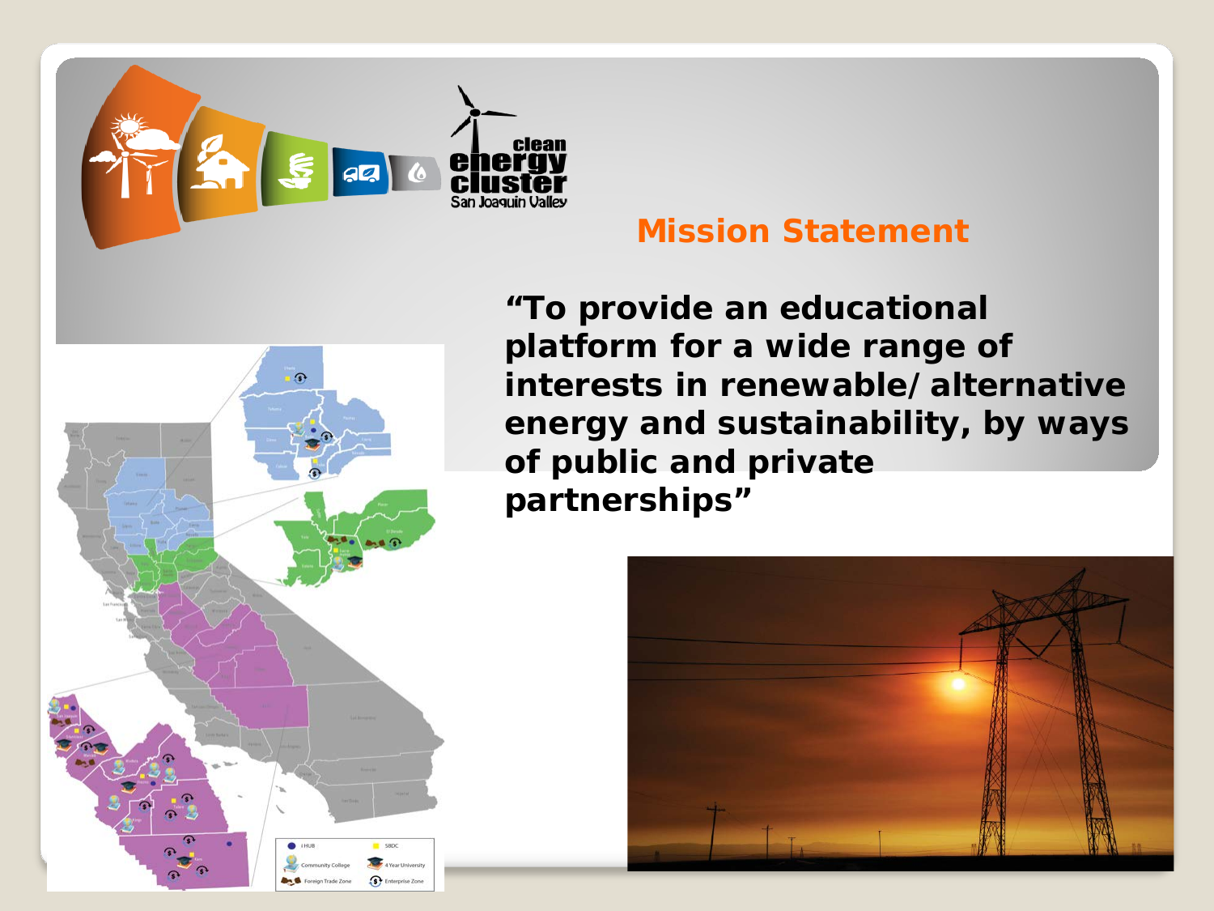## Mission Statement

**"To provide an educational platform for a wide range of interests in renewable/alternative energy and sustainability, by ways of public and private partnerships"**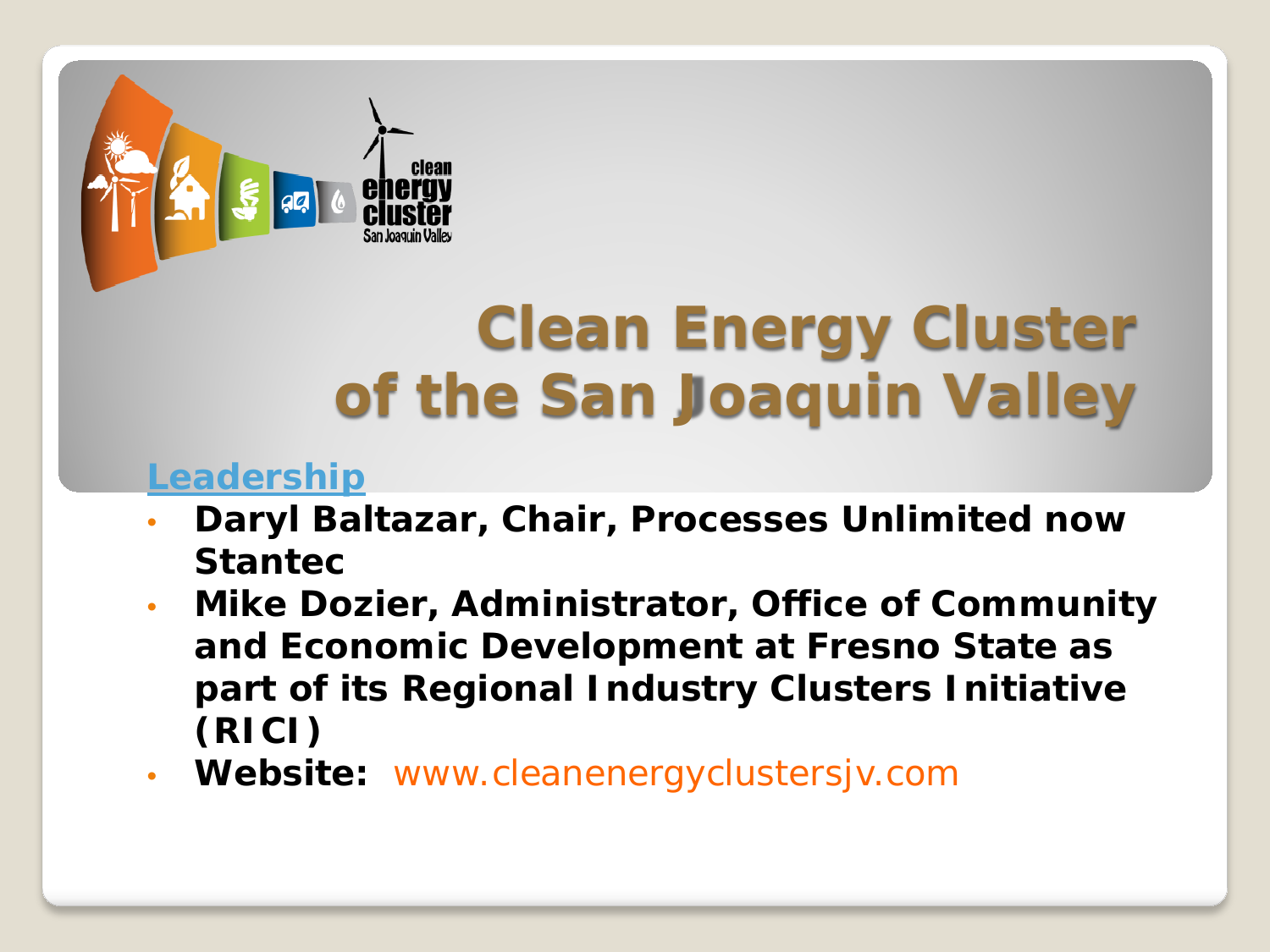# Clean Energy Cluster of the San Joaquin Valley

**Leadership**

- **Daryl Baltazar, Chair, Processes Unlimited now Stantec**
- **Mike Dozier, Administrator, Office of Community and Economic Development at Fresno State as part of its Regional Industry Clusters Initiative (RICI)**
- **Website:** www.cleanenergyclustersjv.com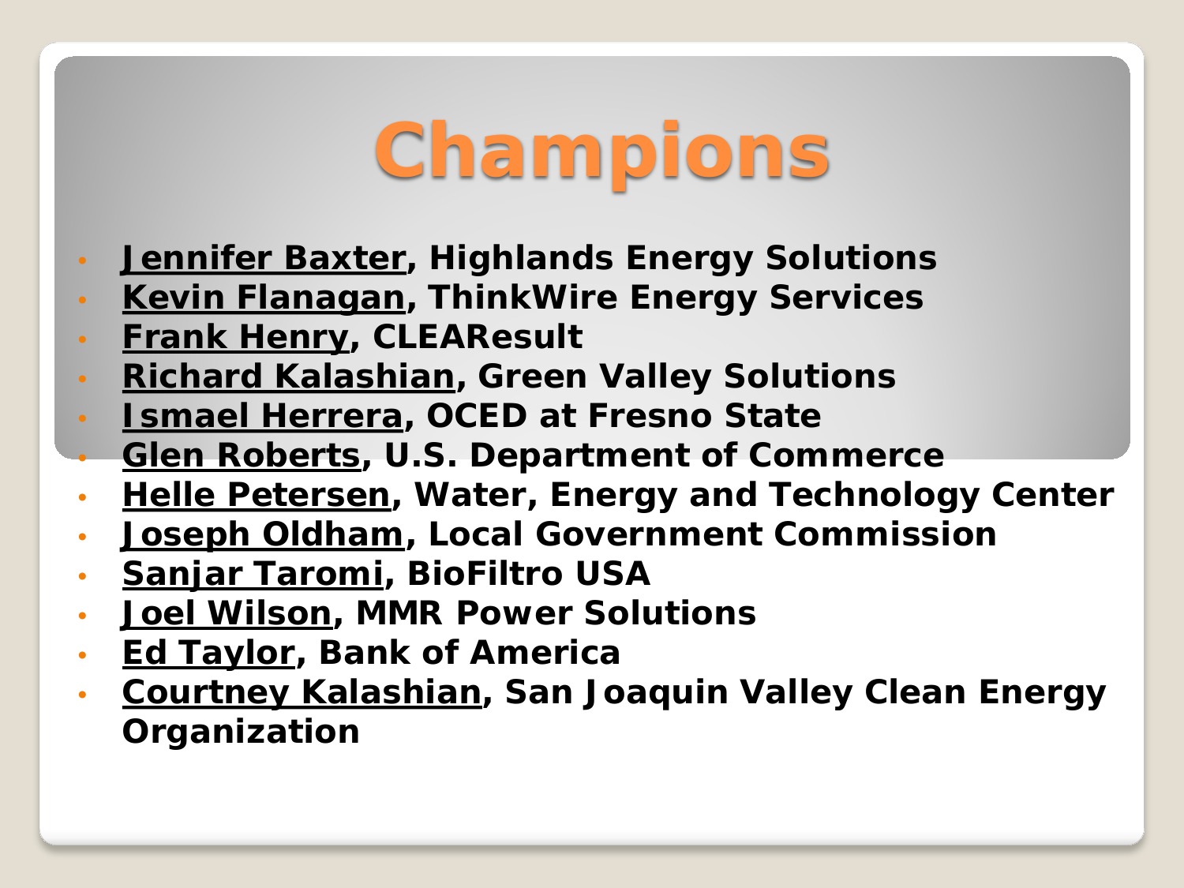# Champions

- **Jennifer Baxter, Highlands Energy Solutions**
- **Kevin Flanagan, ThinkWire Energy Services**
- **Frank Henry, CLEAResult**
- **Richard Kalashian, Green Valley Solutions**
- **Ismael Herrera, OCED at Fresno State**
- **Glen Roberts, U.S. Department of Commerce**
- **Helle Petersen, Water, Energy and Technology Center**
- **Joseph Oldham, Local Government Commission**
- **Sanjar Taromi, BioFiltro USA**
- **Joel Wilson, MMR Power Solutions**
- **Ed Taylor, Bank of America**
- **Courtney Kalashian, San Joaquin Valley Clean Energy Organization**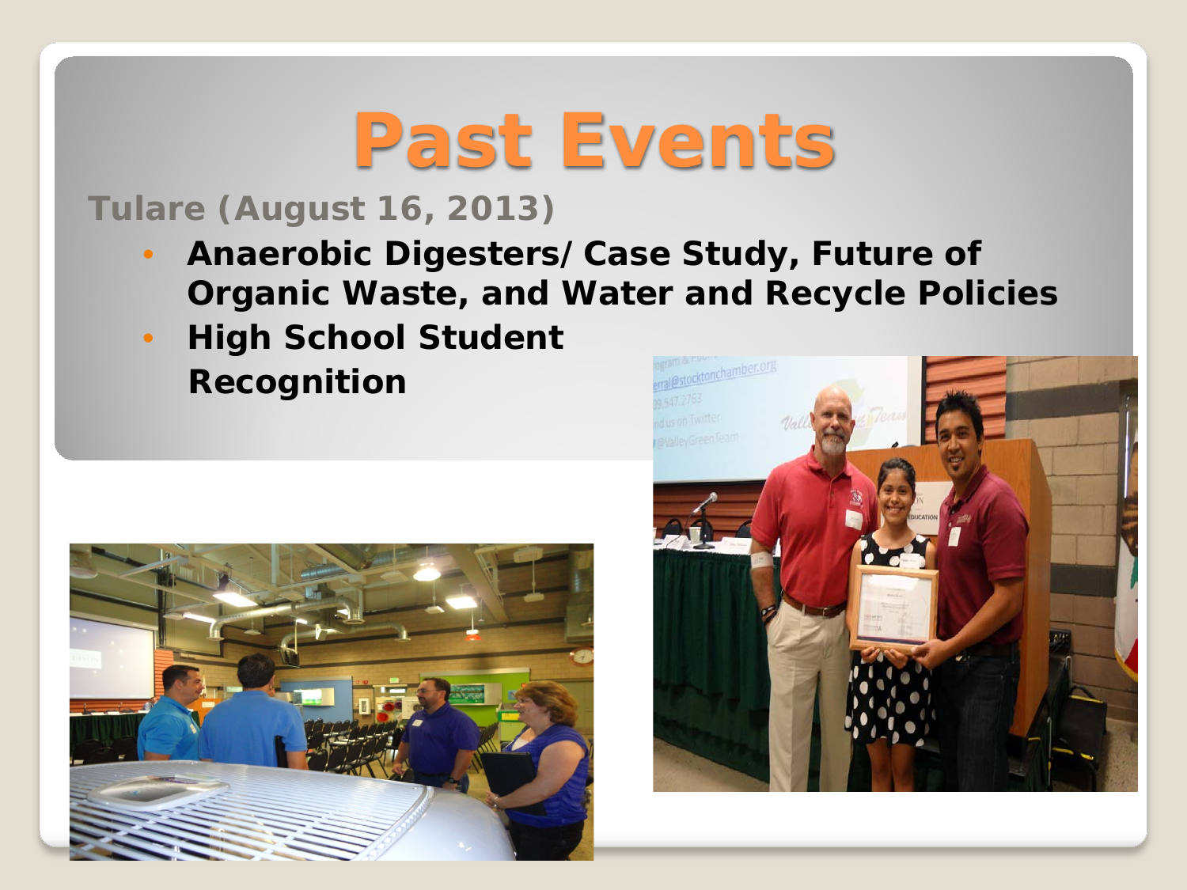# Past Events

**Tulare (August 16, 2013)**

- **Anaerobic Digesters/ Case Study, Future of Organic Waste, and Water and Recycle Policies**
- **High School Student Recognition**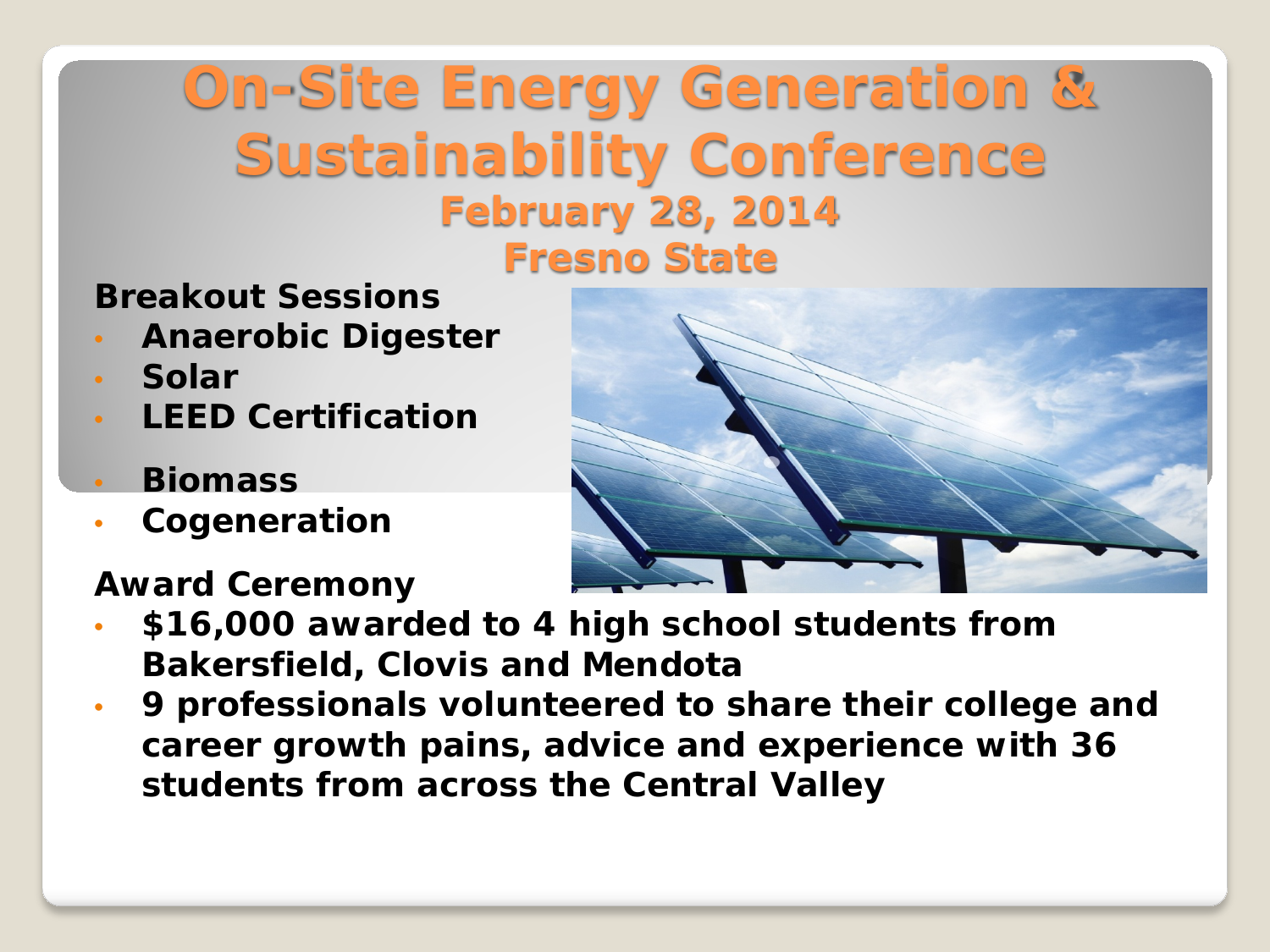# On-Site Energy Generation & Sustainability Conference

## February 28, 2014

## Fresno State

**Breakout Sessions**

- **Anaerobic Digester**
- **Solar**
- **LEED Certification**
- **Biomass**
- **Cogeneration**

**Award Ceremony**

- **$16,000 awarded to 4 high school students from Bakersfield, Clovis and Mendota**
- **9 professionals volunteered to share their college and career growth pains, advice and experience with 36 students from across the Central Valley**